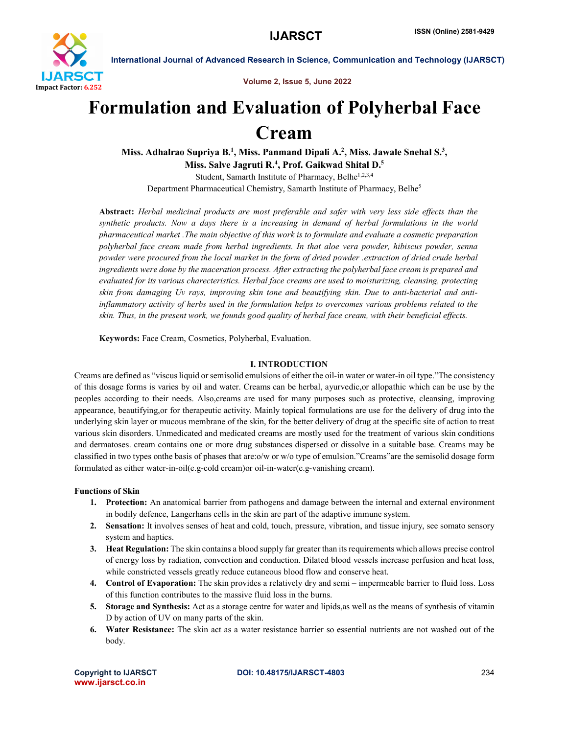# Formulation and Evaluation of Polyherbal Face Cream

**Miss. Adhalrao Supriya B.[1], Miss. Panmand Dipali A.[2], Miss. Jawale Snehal S.[3], Miss. Salve Jagruti R.[4], Prof. Gaikwad Shital D.[5]**

Student, Samarth Institute of Pharmacy, Belhe[1,2,3,4]

Department Pharmaceutical Chemistry, Samarth Institute of Pharmacy, Belhe[5]

**Abstract:** *Herbal medicinal products are most preferable and safer with very less side effects than the synthetic products. Now a days there is a increasing in demand of herbal formulations in the world pharmaceutical market .The main objective of this work is to formulate and evaluate a cosmetic preparation polyherbal face cream made from herbal ingredients. In that aloe vera powder, hibiscus powder, senna powder were procured from the local market in the form of dried powder .extraction of dried crude herbal ingredients were done by the maceration process. After extracting the polyherbal face cream is prepared and evaluated for its various charecteristics. Herbal face creams are used to moisturizing, cleansing, protecting skin from damaging Uv rays, improving skin tone and beautifying skin. Due to anti-bacterial and anti-inflammatory activity of herbs used in the formulation helps to overcomes various problems related to the skin. Thus, in the present work, we founds good quality of herbal face cream, with their beneficial effects.*

**Keywords:** Face Cream, Cosmetics, Polyherbal, Evaluation.

## I. INTRODUCTION

Creams are defined as "viscus liquid or semisolid emulsions of either the oil-in water or water-in oil type."The consistency of this dosage forms is varies by oil and water. Creams can be herbal, ayurvedic,or allopathic which can be use by the peoples according to their needs. Also,creams are used for many purposes such as protective, cleansing, improving appearance, beautifying,or for therapeutic activity. Mainly topical formulations are use for the delivery of drug into the underlying skin layer or mucous membrane of the skin, for the better delivery of drug at the specific site of action to treat various skin disorders. Unmedicated and medicated creams are mostly used for the treatment of various skin conditions and dermatoses. cream contains one or more drug substances dispersed or dissolve in a suitable base. Creams may be classified in two types onthe basis of phases that are:o/w or w/o type of emulsion."Creams"are the semisolid dosage form formulated as either water-in-oil(e.g-cold cream)or oil-in-water(e.g-vanishing cream).

### Functions of Skin

1. **Protection:** An anatomical barrier from pathogens and damage between the internal and external environment in bodily defence, Langerhans cells in the skin are part of the adaptive immune system.
2. **Sensation:** It involves senses of heat and cold, touch, pressure, vibration, and tissue injury, see somato sensory system and haptics.
3. **Heat Regulation:** The skin contains a blood supply far greater than its requirements which allows precise control of energy loss by radiation, convection and conduction. Dilated blood vessels increase perfusion and heat loss, while constricted vessels greatly reduce cutaneous blood flow and conserve heat.
4. **Control of Evaporation:** The skin provides a relatively dry and semi – impermeable barrier to fluid loss. Loss of this function contributes to the massive fluid loss in the burns.
5. **Storage and Synthesis:** Act as a storage centre for water and lipids,as well as the means of synthesis of vitamin D by action of UV on many parts of the skin.
6. **Water Resistance:** The skin act as a water resistance barrier so essential nutrients are not washed out of the body.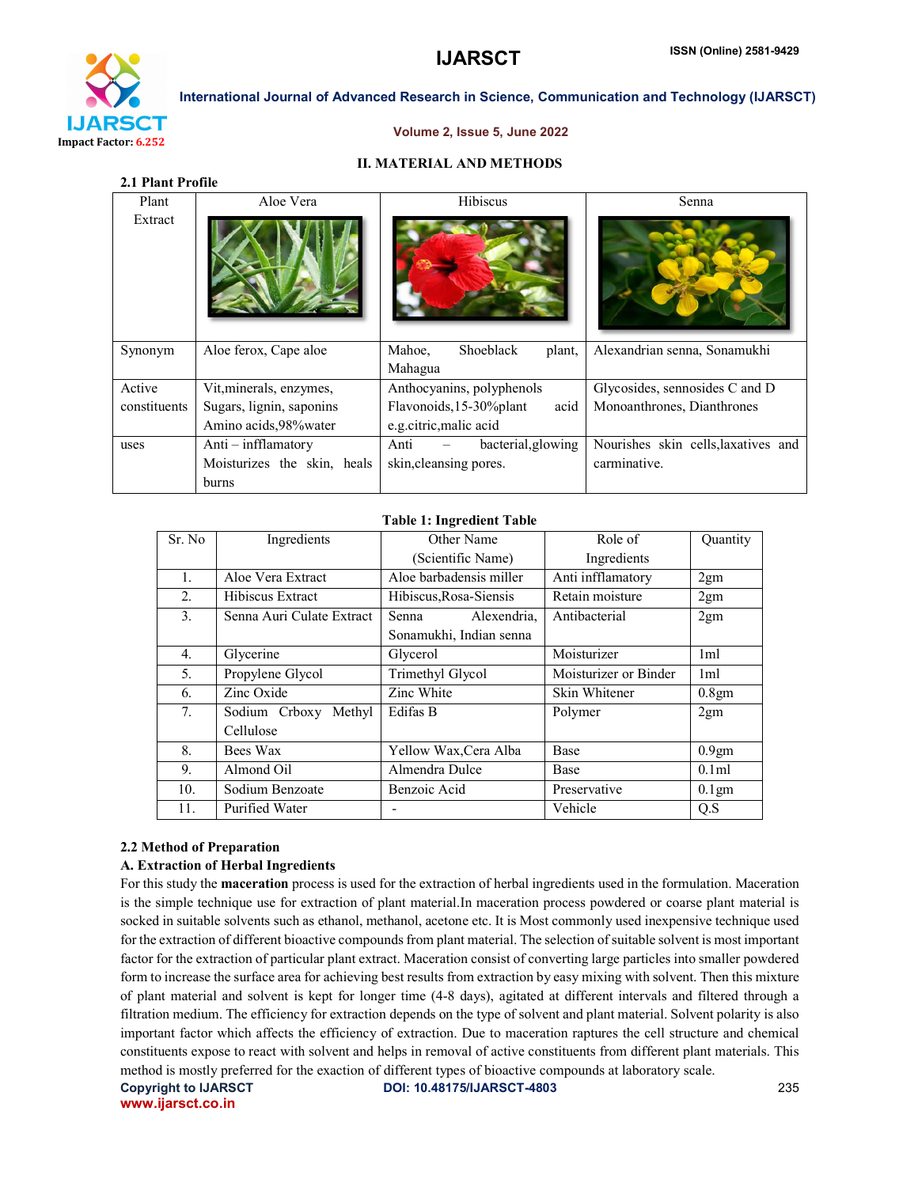## II. MATERIAL AND METHODS

### 2.1 Plant Profile

| Plant Extract | Aloe Vera | Hibiscus | Senna |
|---|---|---|---|
| Synonym | Aloe ferox, Cape aloe | Mahoe, Shoeblack plant, Mahagua | Alexandrian senna, Sonamukhi |
| Active constituents | Vit,minerals, enzymes, Sugars, lignin, saponins Amino acids,98%water | Anthocyanins, polyphenols Flavonoids,15-30%plant acid e.g.citric,malic acid | Glycosides, sennosides C and D Monoanthrones, Dianthrones |
| uses | Anti – infflamatory Moisturizes the skin, heals burns | Anti – bacterial,glowing skin,cleansing pores. | Nourishes skin cells,laxatives and carminative. |

**Table 1: Ingredient Table**

| Sr. No | Ingredients | Other Name (Scientific Name) | Role of Ingredients | Quantity |
|---|---|---|---|---|
| 1. | Aloe Vera Extract | Aloe barbadensis miller | Anti infflamatory | 2gm |
| 2. | Hibiscus Extract | Hibiscus,Rosa-Siensis | Retain moisture | 2gm |
| 3. | Senna Auri Culate Extract | Senna Alexendria, Sonamukhi, Indian senna | Antibacterial | 2gm |
| 4. | Glycerine | Glycerol | Moisturizer | 1ml |
| 5. | Propylene Glycol | Trimethyl Glycol | Moisturizer or Binder | 1ml |
| 6. | Zinc Oxide | Zinc White | Skin Whitener | 0.8gm |
| 7. | Sodium Crboxy Methyl Cellulose | Edifas B | Polymer | 2gm |
| 8. | Bees Wax | Yellow Wax,Cera Alba | Base | 0.9gm |
| 9. | Almond Oil | Almendra Dulce | Base | 0.1ml |
| 10. | Sodium Benzoate | Benzoic Acid | Preservative | 0.1gm |
| 11. | Purified Water | - | Vehicle | Q.S |

### 2.2 Method of Preparation

#### A. Extraction of Herbal Ingredients

For this study the **maceration** process is used for the extraction of herbal ingredients used in the formulation. Maceration is the simple technique use for extraction of plant material.In maceration process powdered or coarse plant material is socked in suitable solvents such as ethanol, methanol, acetone etc. It is Most commonly used inexpensive technique used for the extraction of different bioactive compounds from plant material. The selection of suitable solvent is most important factor for the extraction of particular plant extract. Maceration consist of converting large particles into smaller powdered form to increase the surface area for achieving best results from extraction by easy mixing with solvent. Then this mixture of plant material and solvent is kept for longer time (4-8 days), agitated at different intervals and filtered through a filtration medium. The efficiency for extraction depends on the type of solvent and plant material. Solvent polarity is also important factor which affects the efficiency of extraction. Due to maceration raptures the cell structure and chemical constituents expose to react with solvent and helps in removal of active constituents from different plant materials. This method is mostly preferred for the exaction of different types of bioactive compounds at laboratory scale.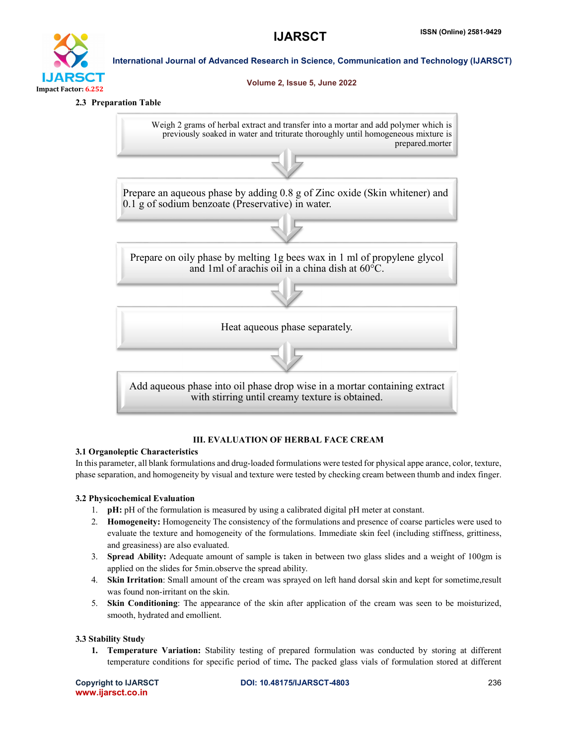### 2.3 Preparation Table

Weigh 2 grams of herbal extract and transfer into a mortar and add polymer which is previously soaked in water and triturate thoroughly until homogeneous mixture is prepared.morter

⇩

Prepare an aqueous phase by adding 0.8 g of Zinc oxide (Skin whitener) and 0.1 g of sodium benzoate (Preservative) in water.

⇩

Prepare on oily phase by melting 1g bees wax in 1 ml of propylene glycol and 1ml of arachis oil in a china dish at 60°C.

⇩

Heat aqueous phase separately.

⇩

Add aqueous phase into oil phase drop wise in a mortar containing extract with stirring until creamy texture is obtained.

## III. EVALUATION OF HERBAL FACE CREAM

### 3.1 Organoleptic Characteristics

In this parameter, all blank formulations and drug-loaded formulations were tested for physical appe arance, color, texture, phase separation, and homogeneity by visual and texture were tested by checking cream between thumb and index finger.

### 3.2 Physicochemical Evaluation

1. **pH:** pH of the formulation is measured by using a calibrated digital pH meter at constant.
2. **Homogeneity:** Homogeneity The consistency of the formulations and presence of coarse particles were used to evaluate the texture and homogeneity of the formulations. Immediate skin feel (including stiffness, grittiness, and greasiness) are also evaluated.
3. **Spread Ability:** Adequate amount of sample is taken in between two glass slides and a weight of 100gm is applied on the slides for 5min.observe the spread ability.
4. **Skin Irritation**: Small amount of the cream was sprayed on left hand dorsal skin and kept for sometime,result was found non-irritant on the skin.
5. **Skin Conditioning**: The appearance of the skin after application of the cream was seen to be moisturized, smooth, hydrated and emollient.

### 3.3 Stability Study

1. **Temperature Variation:** Stability testing of prepared formulation was conducted by storing at different temperature conditions for specific period of time**.** The packed glass vials of formulation stored at different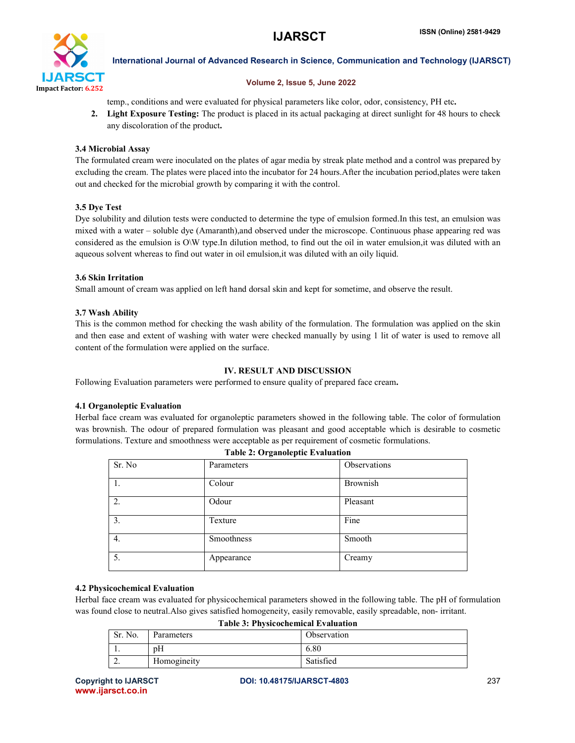temp., conditions and were evaluated for physical parameters like color, odor, consistency, PH etc**.**

2. **Light Exposure Testing:** The product is placed in its actual packaging at direct sunlight for 48 hours to check any discoloration of the product**.**

### 3.4 Microbial Assay

The formulated cream were inoculated on the plates of agar media by streak plate method and a control was prepared by excluding the cream. The plates were placed into the incubator for 24 hours.After the incubation period,plates were taken out and checked for the microbial growth by comparing it with the control.

### 3.5 Dye Test

Dye solubility and dilution tests were conducted to determine the type of emulsion formed.In this test, an emulsion was mixed with a water – soluble dye (Amaranth),and observed under the microscope. Continuous phase appearing red was considered as the emulsion is O\W type.In dilution method, to find out the oil in water emulsion,it was diluted with an aqueous solvent whereas to find out water in oil emulsion,it was diluted with an oily liquid.

### 3.6 Skin Irritation

Small amount of cream was applied on left hand dorsal skin and kept for sometime, and observe the result.

### 3.7 Wash Ability

This is the common method for checking the wash ability of the formulation. The formulation was applied on the skin and then ease and extent of washing with water were checked manually by using 1 lit of water is used to remove all content of the formulation were applied on the surface.

## IV. RESULT AND DISCUSSION

Following Evaluation parameters were performed to ensure quality of prepared face cream**.**

### 4.1 Organoleptic Evaluation

Herbal face cream was evaluated for organoleptic parameters showed in the following table. The color of formulation was brownish. The odour of prepared formulation was pleasant and good acceptable which is desirable to cosmetic formulations. Texture and smoothness were acceptable as per requirement of cosmetic formulations.

**Table 2: Organoleptic Evaluation**

| Sr. No | Parameters | Observations |
|---|---|---|
| 1. | Colour | Brownish |
| 2. | Odour | Pleasant |
| 3. | Texture | Fine |
| 4. | Smoothness | Smooth |
| 5. | Appearance | Creamy |

### 4.2 Physicochemical Evaluation

Herbal face cream was evaluated for physicochemical parameters showed in the following table. The pH of formulation was found close to neutral.Also gives satisfied homogeneity, easily removable, easily spreadable, non- irritant.

**Table 3: Physicochemical Evaluation**

| Sr. No. | Parameters | Observation |
|---|---|---|
| 1. | pH | 6.80 |
| 2. | Homogineity | Satisfied |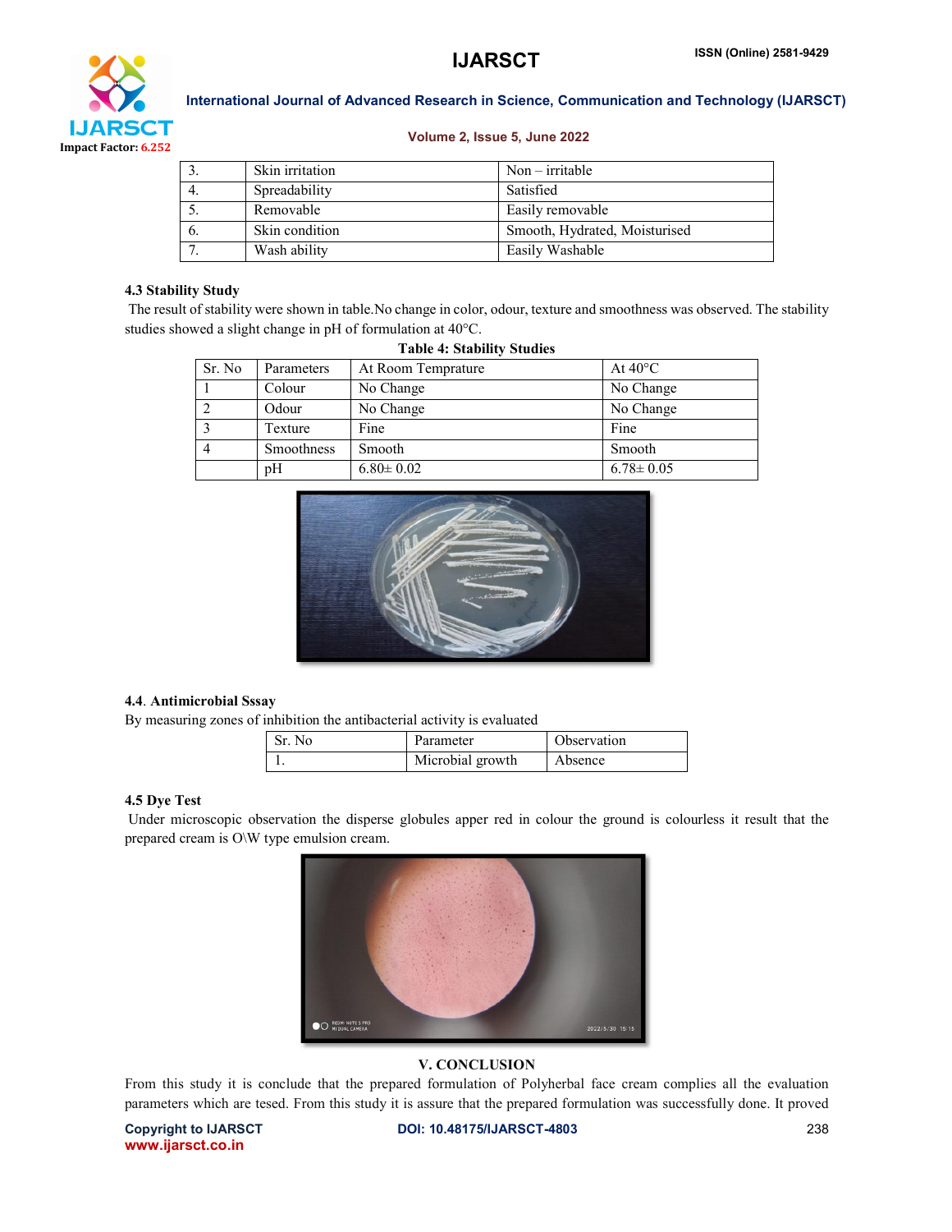| 3. | Skin irritation | Non – irritable |
|---|---|---|
| 4. | Spreadability | Satisfied |
| 5. | Removable | Easily removable |
| 6. | Skin condition | Smooth, Hydrated, Moisturised |
| 7. | Wash ability | Easily Washable |

### 4.3 Stability Study

The result of stability were shown in table.No change in color, odour, texture and smoothness was observed. The stability studies showed a slight change in pH of formulation at 40°C.

**Table 4: Stability Studies**

| Sr. No | Parameters | At Room Temprature | At 40°C |
|---|---|---|---|
| 1 | Colour | No Change | No Change |
| 2 | Odour | No Change | No Change |
| 3 | Texture | Fine | Fine |
| 4 | Smoothness | Smooth | Smooth |
| | pH | 6.80± 0.02 | 6.78± 0.05 |

### 4.4. Antimicrobial Sssay

By measuring zones of inhibition the antibacterial activity is evaluated

| Sr. No | Parameter | Observation |
|---|---|---|
| 1. | Microbial growth | Absence |

### 4.5 Dye Test

Under microscopic observation the disperse globules apper red in colour the ground is colourless it result that the prepared cream is O\W type emulsion cream.

## V. CONCLUSION

From this study it is conclude that the prepared formulation of Polyherbal face cream complies all the evaluation parameters which are tesed. From this study it is assure that the prepared formulation was successfully done. It proved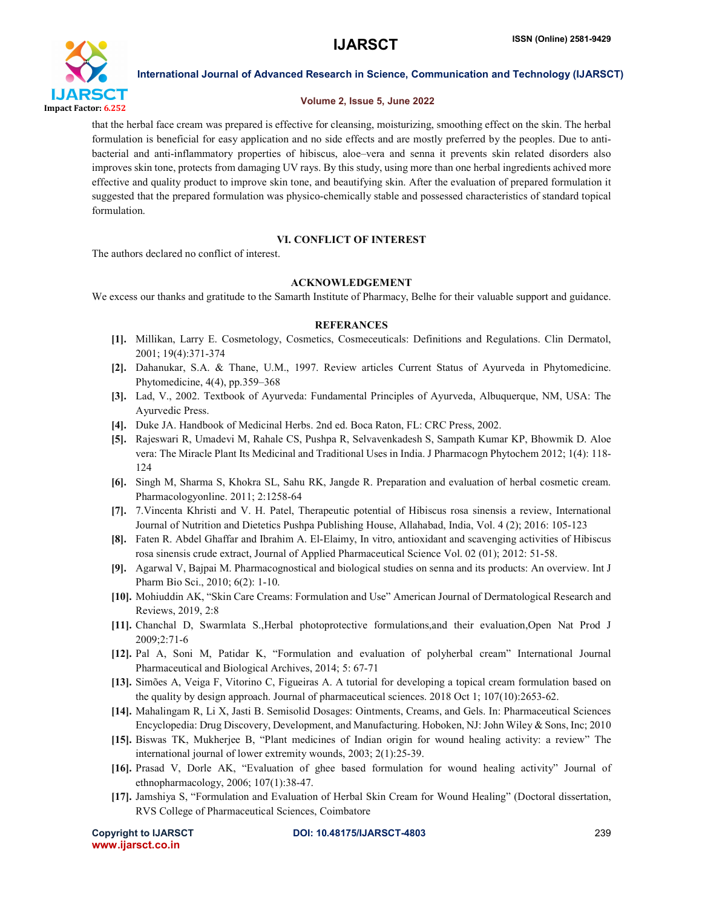that the herbal face cream was prepared is effective for cleansing, moisturizing, smoothing effect on the skin. The herbal formulation is beneficial for easy application and no side effects and are mostly preferred by the peoples. Due to anti-bacterial and anti-inflammatory properties of hibiscus, aloe–vera and senna it prevents skin related disorders also improves skin tone, protects from damaging UV rays. By this study, using more than one herbal ingredients achived more effective and quality product to improve skin tone, and beautifying skin. After the evaluation of prepared formulation it suggested that the prepared formulation was physico-chemically stable and possessed characteristics of standard topical formulation.

## VI. CONFLICT OF INTEREST

The authors declared no conflict of interest.

## ACKNOWLEDGEMENT

We excess our thanks and gratitude to the Samarth Institute of Pharmacy, Belhe for their valuable support and guidance.

## REFERANCES

- **[1].** Millikan, Larry E. Cosmetology, Cosmetics, Cosmeceuticals: Definitions and Regulations. Clin Dermatol, 2001; 19(4):371-374
- **[2].** Dahanukar, S.A. & Thane, U.M., 1997. Review articles Current Status of Ayurveda in Phytomedicine. Phytomedicine, 4(4), pp.359–368
- **[3].** Lad, V., 2002. Textbook of Ayurveda: Fundamental Principles of Ayurveda, Albuquerque, NM, USA: The Ayurvedic Press.
- **[4].** Duke JA. Handbook of Medicinal Herbs. 2nd ed. Boca Raton, FL: CRC Press, 2002.
- **[5].** Rajeswari R, Umadevi M, Rahale CS, Pushpa R, Selvavenkadesh S, Sampath Kumar KP, Bhowmik D. Aloe vera: The Miracle Plant Its Medicinal and Traditional Uses in India. J Pharmacogn Phytochem 2012; 1(4): 118-124
- **[6].** Singh M, Sharma S, Khokra SL, Sahu RK, Jangde R. Preparation and evaluation of herbal cosmetic cream. Pharmacologyonline. 2011; 2:1258-64
- **[7].** 7.Vincenta Khristi and V. H. Patel, Therapeutic potential of Hibiscus rosa sinensis a review, International Journal of Nutrition and Dietetics Pushpa Publishing House, Allahabad, India, Vol. 4 (2); 2016: 105-123
- **[8].** Faten R. Abdel Ghaffar and Ibrahim A. El-Elaimy, In vitro, antioxidant and scavenging activities of Hibiscus rosa sinensis crude extract, Journal of Applied Pharmaceutical Science Vol. 02 (01); 2012: 51-58.
- **[9].** Agarwal V, Bajpai M. Pharmacognostical and biological studies on senna and its products: An overview. Int J Pharm Bio Sci., 2010; 6(2): 1-10.
- **[10].** Mohiuddin AK, "Skin Care Creams: Formulation and Use" American Journal of Dermatological Research and Reviews, 2019, 2:8
- **[11].** Chanchal D, Swarmlata S.,Herbal photoprotective formulations,and their evaluation,Open Nat Prod J 2009;2:71-6
- **[12].** Pal A, Soni M, Patidar K, "Formulation and evaluation of polyherbal cream" International Journal Pharmaceutical and Biological Archives, 2014; 5: 67-71
- **[13].** Simões A, Veiga F, Vitorino C, Figueiras A. A tutorial for developing a topical cream formulation based on the quality by design approach. Journal of pharmaceutical sciences. 2018 Oct 1; 107(10):2653-62.
- **[14].** Mahalingam R, Li X, Jasti B. Semisolid Dosages: Ointments, Creams, and Gels. In: Pharmaceutical Sciences Encyclopedia: Drug Discovery, Development, and Manufacturing. Hoboken, NJ: John Wiley & Sons, Inc; 2010
- **[15].** Biswas TK, Mukherjee B, "Plant medicines of Indian origin for wound healing activity: a review" The international journal of lower extremity wounds, 2003; 2(1):25-39.
- **[16].** Prasad V, Dorle AK, "Evaluation of ghee based formulation for wound healing activity" Journal of ethnopharmacology, 2006; 107(1):38-47.
- **[17].** Jamshiya S, "Formulation and Evaluation of Herbal Skin Cream for Wound Healing" (Doctoral dissertation, RVS College of Pharmaceutical Sciences, Coimbatore